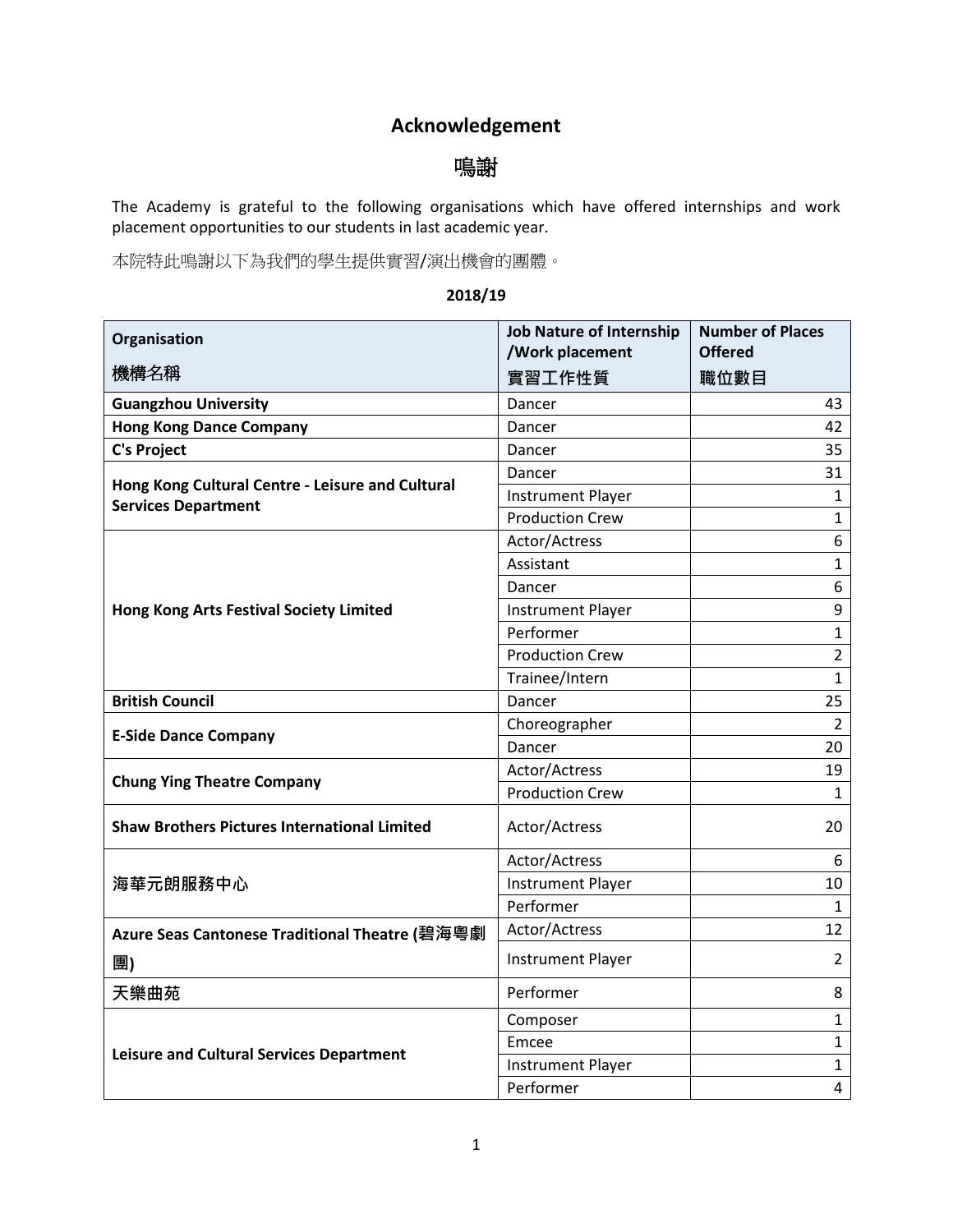# Acknowledgement

# 鳴謝

The Academy is grateful to the following organisations which have offered internships and work placement opportunities to our students in last academic year.

本院特此鳴謝以下為我們的學生提供實習/演出機會的團體。

**2018/19**

| Organisation 機構名稱 | Job Nature of Internship /Work placement 實習工作性質 | Number of Places Offered 職位數目 |
|---|---|---|
| **Guangzhou University** | Dancer | 43 |
| **Hong Kong Dance Company** | Dancer | 42 |
| **C's Project** | Dancer | 35 |
| **Hong Kong Cultural Centre - Leisure and Cultural Services Department** | Dancer | 31 |
| | Instrument Player | 1 |
| | Production Crew | 1 |
| **Hong Kong Arts Festival Society Limited** | Actor/Actress | 6 |
| | Assistant | 1 |
| | Dancer | 6 |
| | Instrument Player | 9 |
| | Performer | 1 |
| | Production Crew | 2 |
| | Trainee/Intern | 1 |
| **British Council** | Dancer | 25 |
| **E-Side Dance Company** | Choreographer | 2 |
| | Dancer | 20 |
| **Chung Ying Theatre Company** | Actor/Actress | 19 |
| | Production Crew | 1 |
| **Shaw Brothers Pictures International Limited** | Actor/Actress | 20 |
| **海華元朗服務中心** | Actor/Actress | 6 |
| | Instrument Player | 10 |
| | Performer | 1 |
| **Azure Seas Cantonese Traditional Theatre (碧海粵劇團)** | Actor/Actress | 12 |
| | Instrument Player | 2 |
| **天樂曲苑** | Performer | 8 |
| **Leisure and Cultural Services Department** | Composer | 1 |
| | Emcee | 1 |
| | Instrument Player | 1 |
| | Performer | 4 |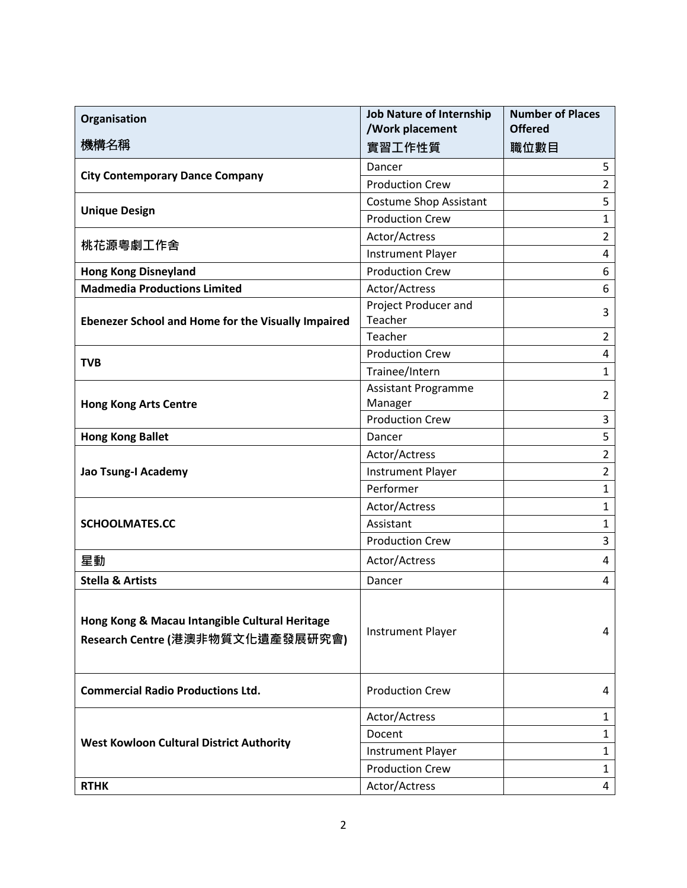| Organisation<br>機構名稱 | Job Nature of Internship /Work placement<br>實習工作性質 | Number of Places Offered<br>職位數目 |
| --- | --- | --- |
| **City Contemporary Dance Company** | Dancer | 5 |
| | Production Crew | 2 |
| **Unique Design** | Costume Shop Assistant | 5 |
| | Production Crew | 1 |
| 桃花源粵劇工作舍 | Actor/Actress | 2 |
| | Instrument Player | 4 |
| **Hong Kong Disneyland** | Production Crew | 6 |
| **Madmedia Productions Limited** | Actor/Actress | 6 |
| **Ebenezer School and Home for the Visually Impaired** | Project Producer and Teacher | 3 |
| | Teacher | 2 |
| **TVB** | Production Crew | 4 |
| | Trainee/Intern | 1 |
| **Hong Kong Arts Centre** | Assistant Programme Manager | 2 |
| | Production Crew | 3 |
| **Hong Kong Ballet** | Dancer | 5 |
| **Jao Tsung-I Academy** | Actor/Actress | 2 |
| | Instrument Player | 2 |
| | Performer | 1 |
| **SCHOOLMATES.CC** | Actor/Actress | 1 |
| | Assistant | 1 |
| | Production Crew | 3 |
| 星動 | Actor/Actress | 4 |
| **Stella & Artists** | Dancer | 4 |
| **Hong Kong & Macau Intangible Cultural Heritage Research Centre (港澳非物質文化遺產發展研究會)** | Instrument Player | 4 |
| **Commercial Radio Productions Ltd.** | Production Crew | 4 |
| **West Kowloon Cultural District Authority** | Actor/Actress | 1 |
| | Docent | 1 |
| | Instrument Player | 1 |
| | Production Crew | 1 |
| **RTHK** | Actor/Actress | 4 |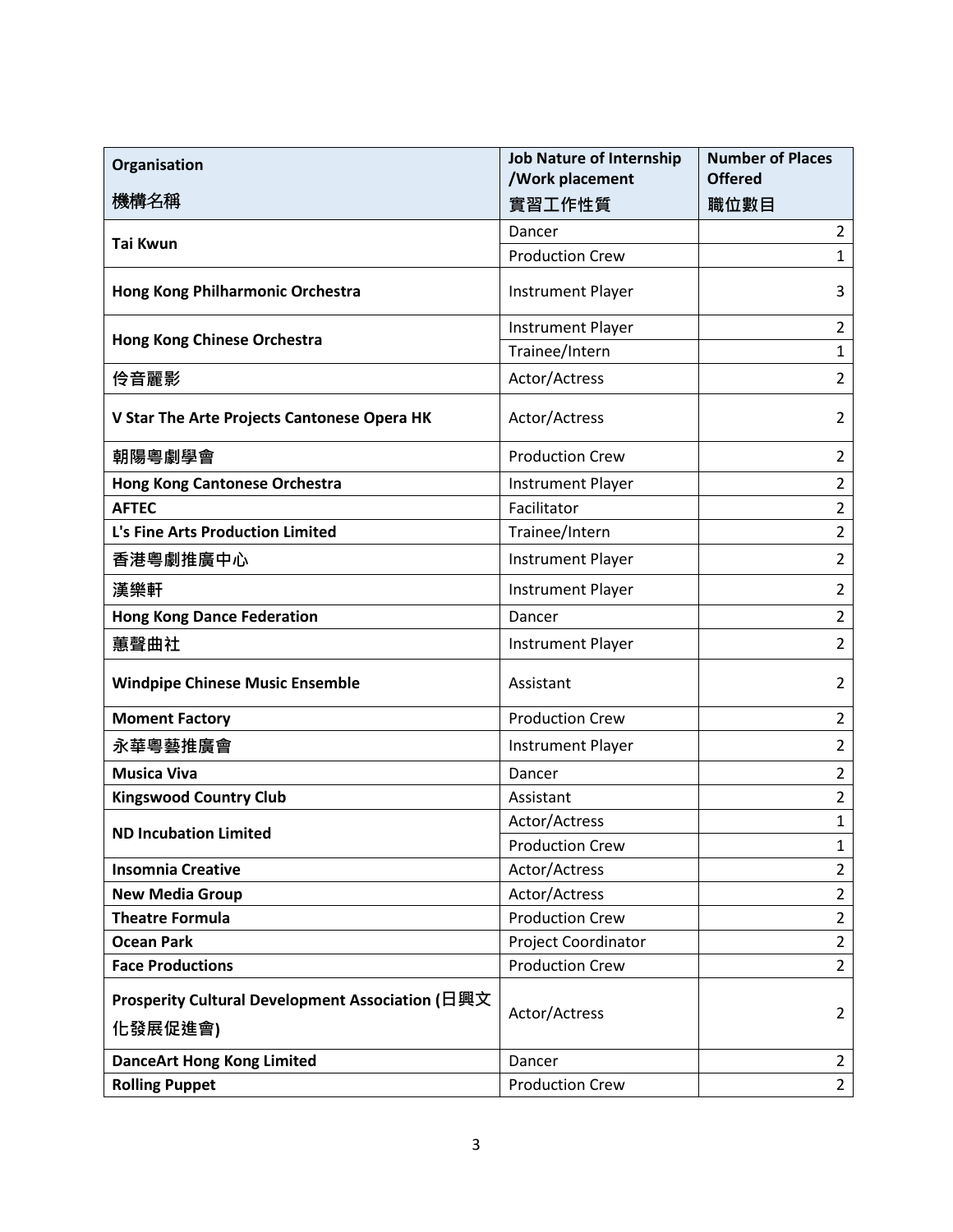| Organisation<br>機構名稱 | Job Nature of Internship /Work placement<br>實習工作性質 | Number of Places Offered<br>職位數目 |
|---|---|---|
| **Tai Kwun** | Dancer | 2 |
| | Production Crew | 1 |
| **Hong Kong Philharmonic Orchestra** | Instrument Player | 3 |
| **Hong Kong Chinese Orchestra** | Instrument Player | 2 |
| | Trainee/Intern | 1 |
| **伶音麗影** | Actor/Actress | 2 |
| **V Star The Arte Projects Cantonese Opera HK** | Actor/Actress | 2 |
| **朝陽粵劇學會** | Production Crew | 2 |
| **Hong Kong Cantonese Orchestra** | Instrument Player | 2 |
| **AFTEC** | Facilitator | 2 |
| **L's Fine Arts Production Limited** | Trainee/Intern | 2 |
| **香港粵劇推廣中心** | Instrument Player | 2 |
| **漢樂軒** | Instrument Player | 2 |
| **Hong Kong Dance Federation** | Dancer | 2 |
| **蕙聲曲社** | Instrument Player | 2 |
| **Windpipe Chinese Music Ensemble** | Assistant | 2 |
| **Moment Factory** | Production Crew | 2 |
| **永華粵藝推廣會** | Instrument Player | 2 |
| **Musica Viva** | Dancer | 2 |
| **Kingswood Country Club** | Assistant | 2 |
| **ND Incubation Limited** | Actor/Actress | 1 |
| | Production Crew | 1 |
| **Insomnia Creative** | Actor/Actress | 2 |
| **New Media Group** | Actor/Actress | 2 |
| **Theatre Formula** | Production Crew | 2 |
| **Ocean Park** | Project Coordinator | 2 |
| **Face Productions** | Production Crew | 2 |
| **Prosperity Cultural Development Association (日興文化發展促進會)** | Actor/Actress | 2 |
| **DanceArt Hong Kong Limited** | Dancer | 2 |
| **Rolling Puppet** | Production Crew | 2 |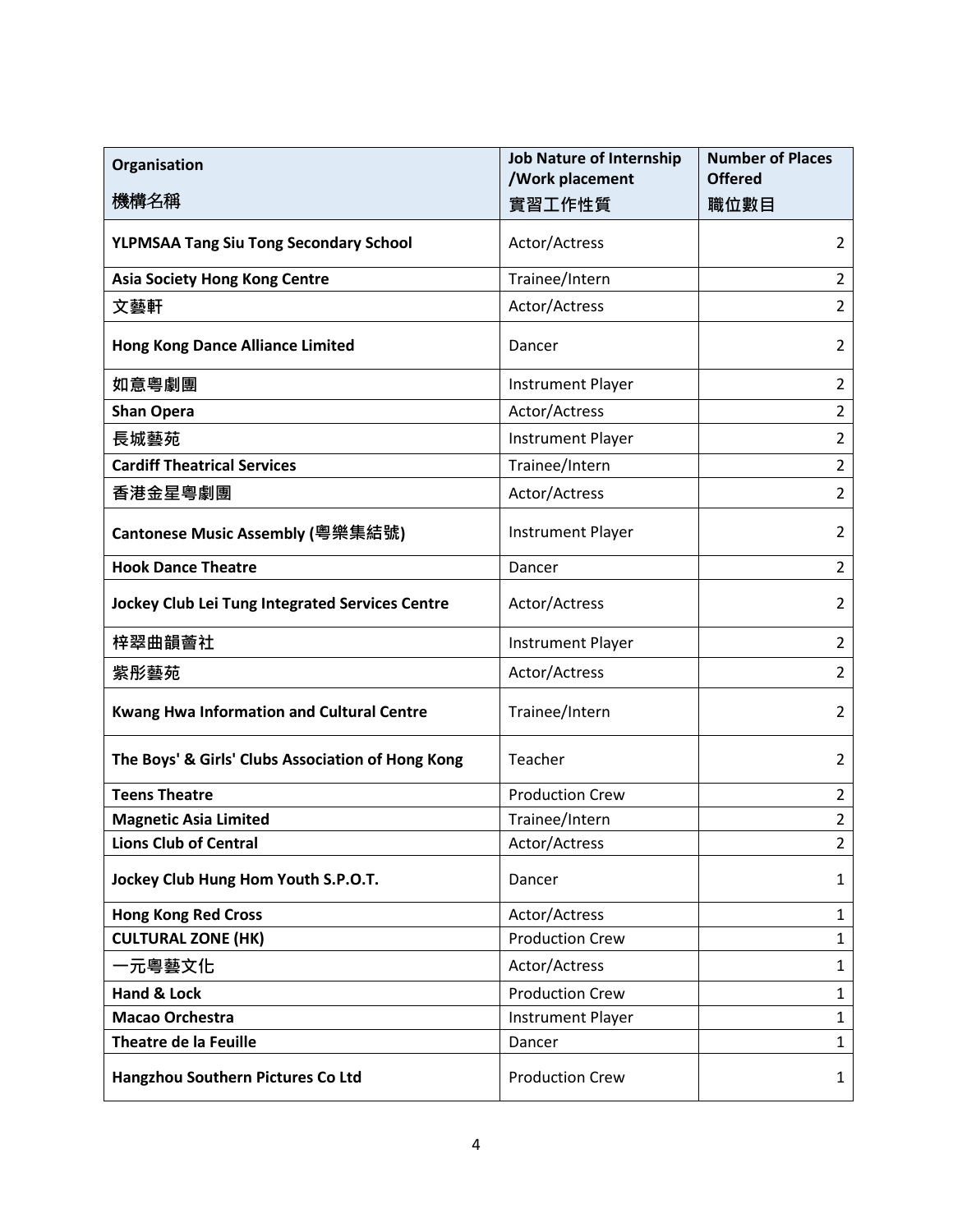| Organisation<br>機構名稱 | Job Nature of Internship /Work placement<br>實習工作性質 | Number of Places Offered<br>職位數目 |
|---|---|---|
| **YLPMSAA Tang Siu Tong Secondary School** | Actor/Actress | 2 |
| **Asia Society Hong Kong Centre** | Trainee/Intern | 2 |
| **文藝軒** | Actor/Actress | 2 |
| **Hong Kong Dance Alliance Limited** | Dancer | 2 |
| **如意粵劇團** | Instrument Player | 2 |
| **Shan Opera** | Actor/Actress | 2 |
| **長城藝苑** | Instrument Player | 2 |
| **Cardiff Theatrical Services** | Trainee/Intern | 2 |
| **香港金星粵劇團** | Actor/Actress | 2 |
| **Cantonese Music Assembly (粵樂集結號)** | Instrument Player | 2 |
| **Hook Dance Theatre** | Dancer | 2 |
| **Jockey Club Lei Tung Integrated Services Centre** | Actor/Actress | 2 |
| **梓翠曲韻薈社** | Instrument Player | 2 |
| **紫彤藝苑** | Actor/Actress | 2 |
| **Kwang Hwa Information and Cultural Centre** | Trainee/Intern | 2 |
| **The Boys' & Girls' Clubs Association of Hong Kong** | Teacher | 2 |
| **Teens Theatre** | Production Crew | 2 |
| **Magnetic Asia Limited** | Trainee/Intern | 2 |
| **Lions Club of Central** | Actor/Actress | 2 |
| **Jockey Club Hung Hom Youth S.P.O.T.** | Dancer | 1 |
| **Hong Kong Red Cross** | Actor/Actress | 1 |
| **CULTURAL ZONE (HK)** | Production Crew | 1 |
| **一元粵藝文化** | Actor/Actress | 1 |
| **Hand & Lock** | Production Crew | 1 |
| **Macao Orchestra** | Instrument Player | 1 |
| **Theatre de la Feuille** | Dancer | 1 |
| **Hangzhou Southern Pictures Co Ltd** | Production Crew | 1 |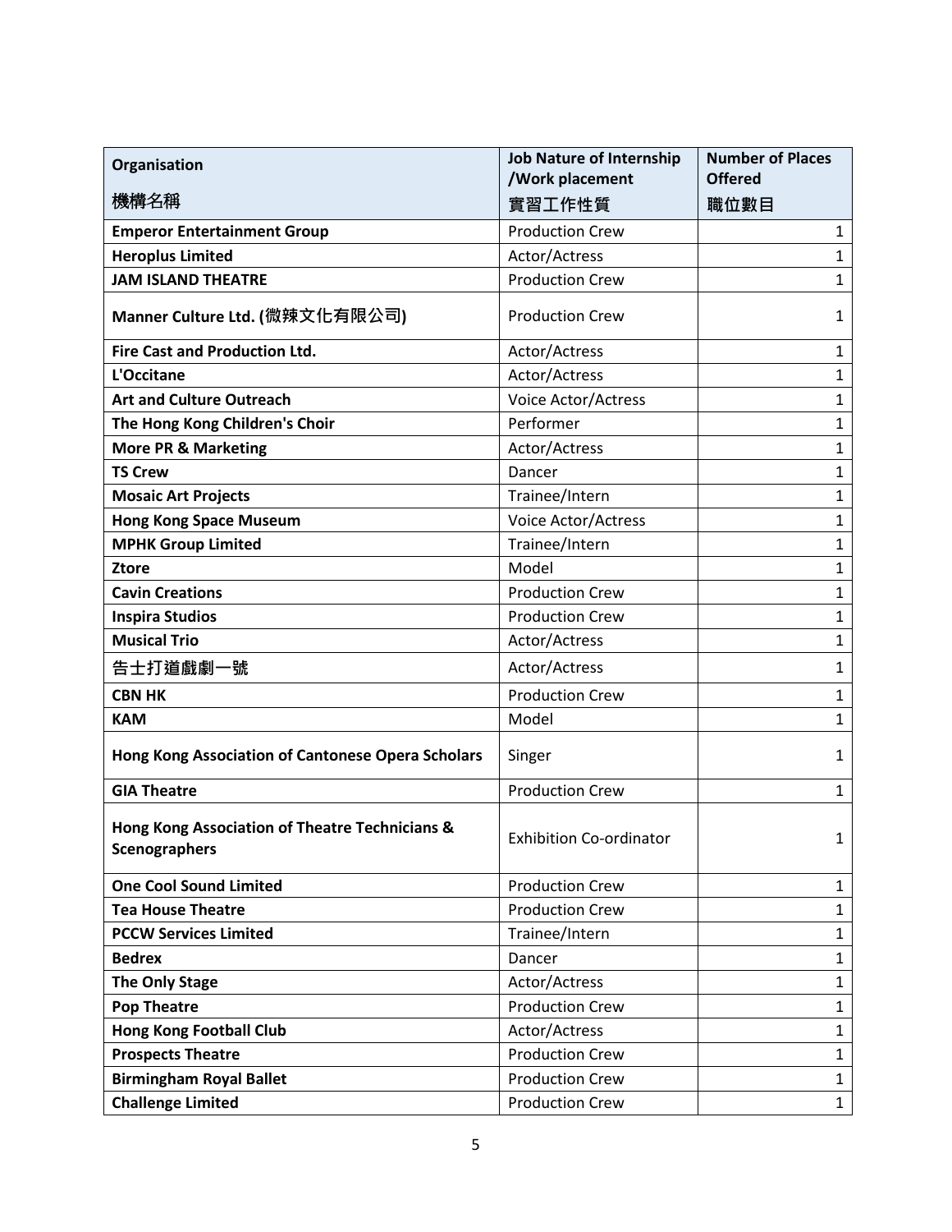| Organisation<br>機構名稱 | Job Nature of Internship /Work placement<br>實習工作性質 | Number of Places Offered<br>職位數目 |
| --- | --- | --- |
| **Emperor Entertainment Group** | Production Crew | 1 |
| **Heroplus Limited** | Actor/Actress | 1 |
| **JAM ISLAND THEATRE** | Production Crew | 1 |
| **Manner Culture Ltd. (微辣文化有限公司)** | Production Crew | 1 |
| **Fire Cast and Production Ltd.** | Actor/Actress | 1 |
| **L'Occitane** | Actor/Actress | 1 |
| **Art and Culture Outreach** | Voice Actor/Actress | 1 |
| **The Hong Kong Children's Choir** | Performer | 1 |
| **More PR & Marketing** | Actor/Actress | 1 |
| **TS Crew** | Dancer | 1 |
| **Mosaic Art Projects** | Trainee/Intern | 1 |
| **Hong Kong Space Museum** | Voice Actor/Actress | 1 |
| **MPHK Group Limited** | Trainee/Intern | 1 |
| **Ztore** | Model | 1 |
| **Cavin Creations** | Production Crew | 1 |
| **Inspira Studios** | Production Crew | 1 |
| **Musical Trio** | Actor/Actress | 1 |
| **告士打道戲劇一號** | Actor/Actress | 1 |
| **CBN HK** | Production Crew | 1 |
| **KAM** | Model | 1 |
| **Hong Kong Association of Cantonese Opera Scholars** | Singer | 1 |
| **GIA Theatre** | Production Crew | 1 |
| **Hong Kong Association of Theatre Technicians & Scenographers** | Exhibition Co-ordinator | 1 |
| **One Cool Sound Limited** | Production Crew | 1 |
| **Tea House Theatre** | Production Crew | 1 |
| **PCCW Services Limited** | Trainee/Intern | 1 |
| **Bedrex** | Dancer | 1 |
| **The Only Stage** | Actor/Actress | 1 |
| **Pop Theatre** | Production Crew | 1 |
| **Hong Kong Football Club** | Actor/Actress | 1 |
| **Prospects Theatre** | Production Crew | 1 |
| **Birmingham Royal Ballet** | Production Crew | 1 |
| **Challenge Limited** | Production Crew | 1 |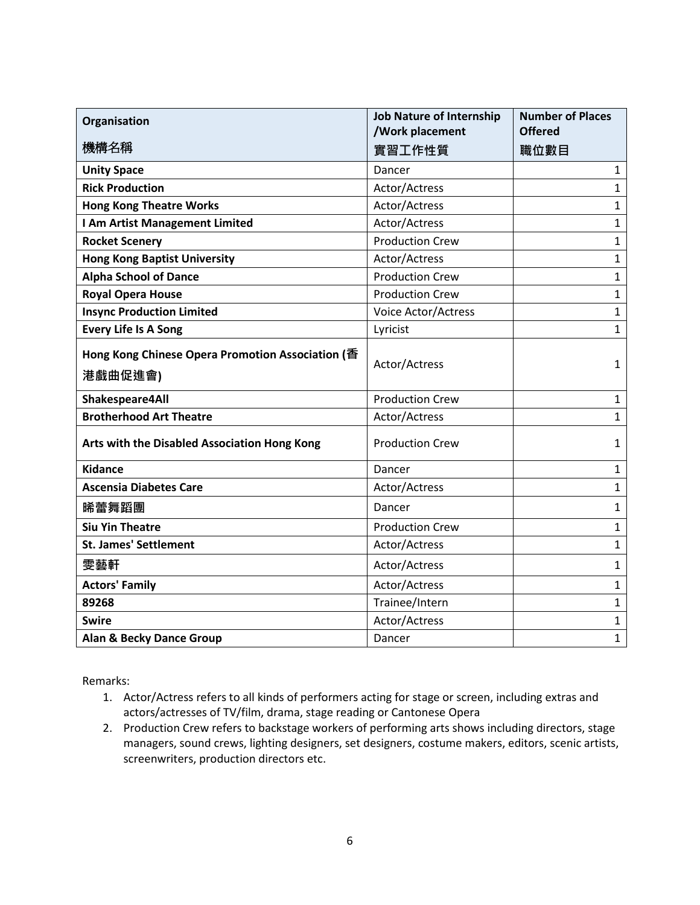| Organisation<br>機構名稱 | Job Nature of Internship /Work placement<br>實習工作性質 | Number of Places Offered<br>職位數目 |
|---|---|---|
| **Unity Space** | Dancer | 1 |
| **Rick Production** | Actor/Actress | 1 |
| **Hong Kong Theatre Works** | Actor/Actress | 1 |
| **I Am Artist Management Limited** | Actor/Actress | 1 |
| **Rocket Scenery** | Production Crew | 1 |
| **Hong Kong Baptist University** | Actor/Actress | 1 |
| **Alpha School of Dance** | Production Crew | 1 |
| **Royal Opera House** | Production Crew | 1 |
| **Insync Production Limited** | Voice Actor/Actress | 1 |
| **Every Life Is A Song** | Lyricist | 1 |
| **Hong Kong Chinese Opera Promotion Association (香港戲曲促進會)** | Actor/Actress | 1 |
| **Shakespeare4All** | Production Crew | 1 |
| **Brotherhood Art Theatre** | Actor/Actress | 1 |
| **Arts with the Disabled Association Hong Kong** | Production Crew | 1 |
| **Kidance** | Dancer | 1 |
| **Ascensia Diabetes Care** | Actor/Actress | 1 |
| **晞蕾舞蹈團** | Dancer | 1 |
| **Siu Yin Theatre** | Production Crew | 1 |
| **St. James' Settlement** | Actor/Actress | 1 |
| **雯藝軒** | Actor/Actress | 1 |
| **Actors' Family** | Actor/Actress | 1 |
| **89268** | Trainee/Intern | 1 |
| **Swire** | Actor/Actress | 1 |
| **Alan & Becky Dance Group** | Dancer | 1 |

Remarks:

1. Actor/Actress refers to all kinds of performers acting for stage or screen, including extras and actors/actresses of TV/film, drama, stage reading or Cantonese Opera
2. Production Crew refers to backstage workers of performing arts shows including directors, stage managers, sound crews, lighting designers, set designers, costume makers, editors, scenic artists, screenwriters, production directors etc.